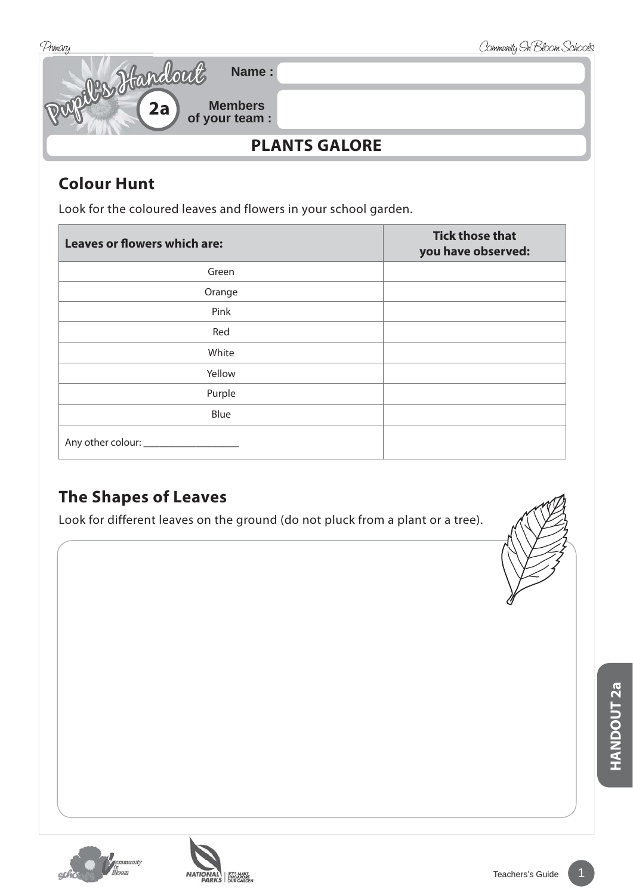Pupil's Handout 2a

**Name :**

**Members of your team :**

## PLANTS GALORE

### Colour Hunt

Look for the coloured leaves and flowers in your school garden.

| Leaves or flowers which are: | Tick those that you have observed: |
|---|---|
| Green | |
| Orange | |
| Pink | |
| Red | |
| White | |
| Yellow | |
| Purple | |
| Blue | |
| Any other colour: ___________________ | |

### The Shapes of Leaves

Look for different leaves on the ground (do not pluck from a plant or a tree).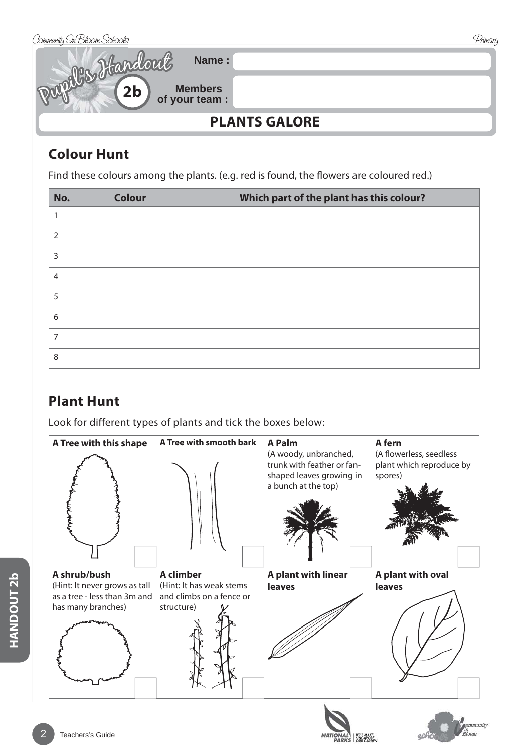# Pupil's Handout 2b

**Name :**

**Members of your team :**

## PLANTS GALORE

## Colour Hunt

Find these colours among the plants. (e.g. red is found, the flowers are coloured red.)

| No. | Colour | Which part of the plant has this colour? |
|---|---|---|
| 1 | | |
| 2 | | |
| 3 | | |
| 4 | | |
| 5 | | |
| 6 | | |
| 7 | | |
| 8 | | |

## Plant Hunt

Look for different types of plants and tick the boxes below:

| | | | |
|---|---|---|---|
| **A Tree with this shape** | **A Tree with smooth bark** | **A Palm** (A woody, unbranched, trunk with feather or fan-shaped leaves growing in a bunch at the top) | **A fern** (A flowerless, seedless plant which reproduce by spores) |
| **A shrub/bush** (Hint: It never grows as tall as a tree - less than 3m and has many branches) | **A climber** (Hint: It has weak stems and climbs on a fence or structure) | **A plant with linear leaves** | **A plant with oval leaves** |

HANDOUT 2b